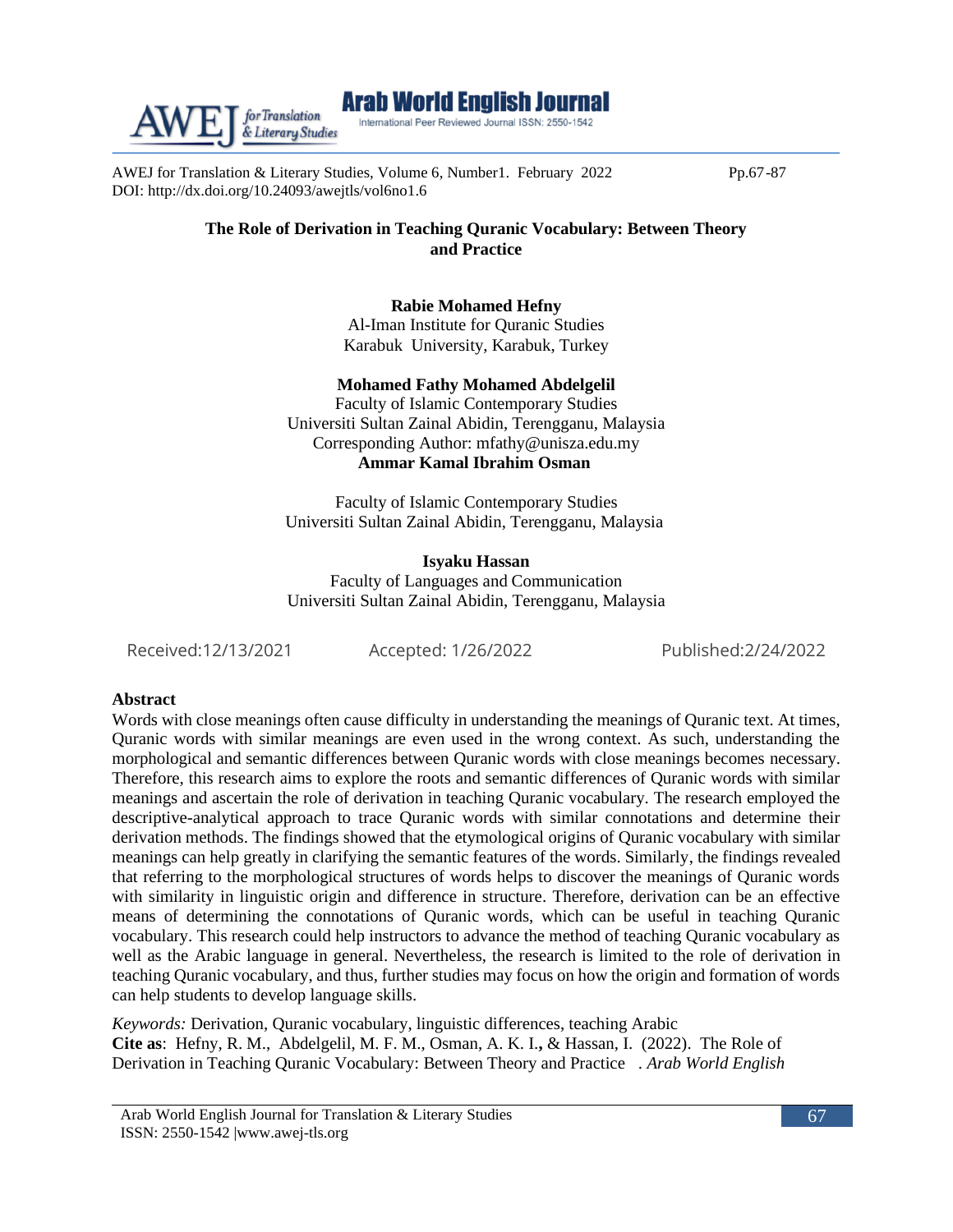AWEJ for Translation & Literary Studies, Volume 6, Number1. February 2022 Pp.67-87
DOI: http://dx.doi.org/10.24093/awejtls/vol6no1.6

# The Role of Derivation in Teaching Quranic Vocabulary: Between Theory and Practice

**Rabie Mohamed Hefny**
Al-Iman Institute for Quranic Studies
Karabuk University, Karabuk, Turkey

**Mohamed Fathy Mohamed Abdelgelil**
Faculty of Islamic Contemporary Studies
Universiti Sultan Zainal Abidin, Terengganu, Malaysia
Corresponding Author: mfathy@unisza.edu.my

**Ammar Kamal Ibrahim Osman**
Faculty of Islamic Contemporary Studies
Universiti Sultan Zainal Abidin, Terengganu, Malaysia

**Isyaku Hassan**
Faculty of Languages and Communication
Universiti Sultan Zainal Abidin, Terengganu, Malaysia

Received:12/13/2021 Accepted: 1/26/2022 Published:2/24/2022

## Abstract

Words with close meanings often cause difficulty in understanding the meanings of Quranic text. At times, Quranic words with similar meanings are even used in the wrong context. As such, understanding the morphological and semantic differences between Quranic words with close meanings becomes necessary. Therefore, this research aims to explore the roots and semantic differences of Quranic words with similar meanings and ascertain the role of derivation in teaching Quranic vocabulary. The research employed the descriptive-analytical approach to trace Quranic words with similar connotations and determine their derivation methods. The findings showed that the etymological origins of Quranic vocabulary with similar meanings can help greatly in clarifying the semantic features of the words. Similarly, the findings revealed that referring to the morphological structures of words helps to discover the meanings of Quranic words with similarity in linguistic origin and difference in structure. Therefore, derivation can be an effective means of determining the connotations of Quranic words, which can be useful in teaching Quranic vocabulary. This research could help instructors to advance the method of teaching Quranic vocabulary as well as the Arabic language in general. Nevertheless, the research is limited to the role of derivation in teaching Quranic vocabulary, and thus, further studies may focus on how the origin and formation of words can help students to develop language skills.

*Keywords:* Derivation, Quranic vocabulary, linguistic differences, teaching Arabic

**Cite as**: Hefny, R. M., Abdelgelil, M. F. M., Osman, A. K. I., & Hassan, I. (2022). The Role of Derivation in Teaching Quranic Vocabulary: Between Theory and Practice . *Arab World English*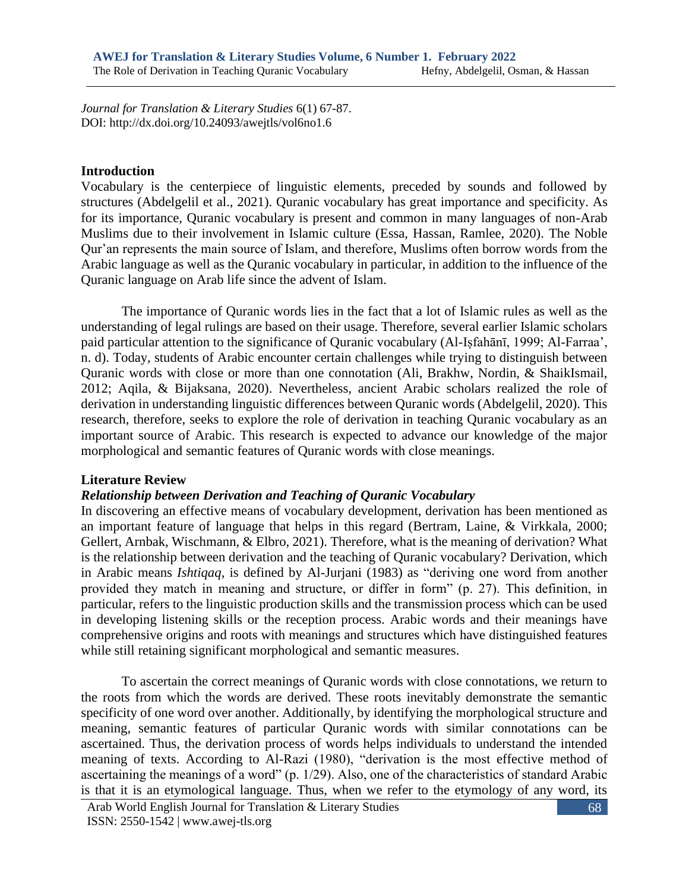*Journal for Translation & Literary Studies* 6(1) 67-87.
DOI: http://dx.doi.org/10.24093/awejtls/vol6no1.6

## Introduction

Vocabulary is the centerpiece of linguistic elements, preceded by sounds and followed by structures (Abdelgelil et al., 2021). Quranic vocabulary has great importance and specificity. As for its importance, Quranic vocabulary is present and common in many languages of non-Arab Muslims due to their involvement in Islamic culture (Essa, Hassan, Ramlee, 2020). The Noble Qur'an represents the main source of Islam, and therefore, Muslims often borrow words from the Arabic language as well as the Quranic vocabulary in particular, in addition to the influence of the Quranic language on Arab life since the advent of Islam.

The importance of Quranic words lies in the fact that a lot of Islamic rules as well as the understanding of legal rulings are based on their usage. Therefore, several earlier Islamic scholars paid particular attention to the significance of Quranic vocabulary (Al-Iṣfahānī, 1999; Al-Farraa', n. d). Today, students of Arabic encounter certain challenges while trying to distinguish between Quranic words with close or more than one connotation (Ali, Brakhw, Nordin, & ShaikIsmail, 2012; Aqila, & Bijaksana, 2020). Nevertheless, ancient Arabic scholars realized the role of derivation in understanding linguistic differences between Quranic words (Abdelgelil, 2020). This research, therefore, seeks to explore the role of derivation in teaching Quranic vocabulary as an important source of Arabic. This research is expected to advance our knowledge of the major morphological and semantic features of Quranic words with close meanings.

## Literature Review

### *Relationship between Derivation and Teaching of Quranic Vocabulary*

In discovering an effective means of vocabulary development, derivation has been mentioned as an important feature of language that helps in this regard (Bertram, Laine, & Virkkala, 2000; Gellert, Arnbak, Wischmann, & Elbro, 2021). Therefore, what is the meaning of derivation? What is the relationship between derivation and the teaching of Quranic vocabulary? Derivation, which in Arabic means *Ishtiqaq*, is defined by Al-Jurjani (1983) as "deriving one word from another provided they match in meaning and structure, or differ in form" (p. 27). This definition, in particular, refers to the linguistic production skills and the transmission process which can be used in developing listening skills or the reception process. Arabic words and their meanings have comprehensive origins and roots with meanings and structures which have distinguished features while still retaining significant morphological and semantic measures.

To ascertain the correct meanings of Quranic words with close connotations, we return to the roots from which the words are derived. These roots inevitably demonstrate the semantic specificity of one word over another. Additionally, by identifying the morphological structure and meaning, semantic features of particular Quranic words with similar connotations can be ascertained. Thus, the derivation process of words helps individuals to understand the intended meaning of texts. According to Al-Razi (1980), "derivation is the most effective method of ascertaining the meanings of a word" (p. 1/29). Also, one of the characteristics of standard Arabic is that it is an etymological language. Thus, when we refer to the etymology of any word, its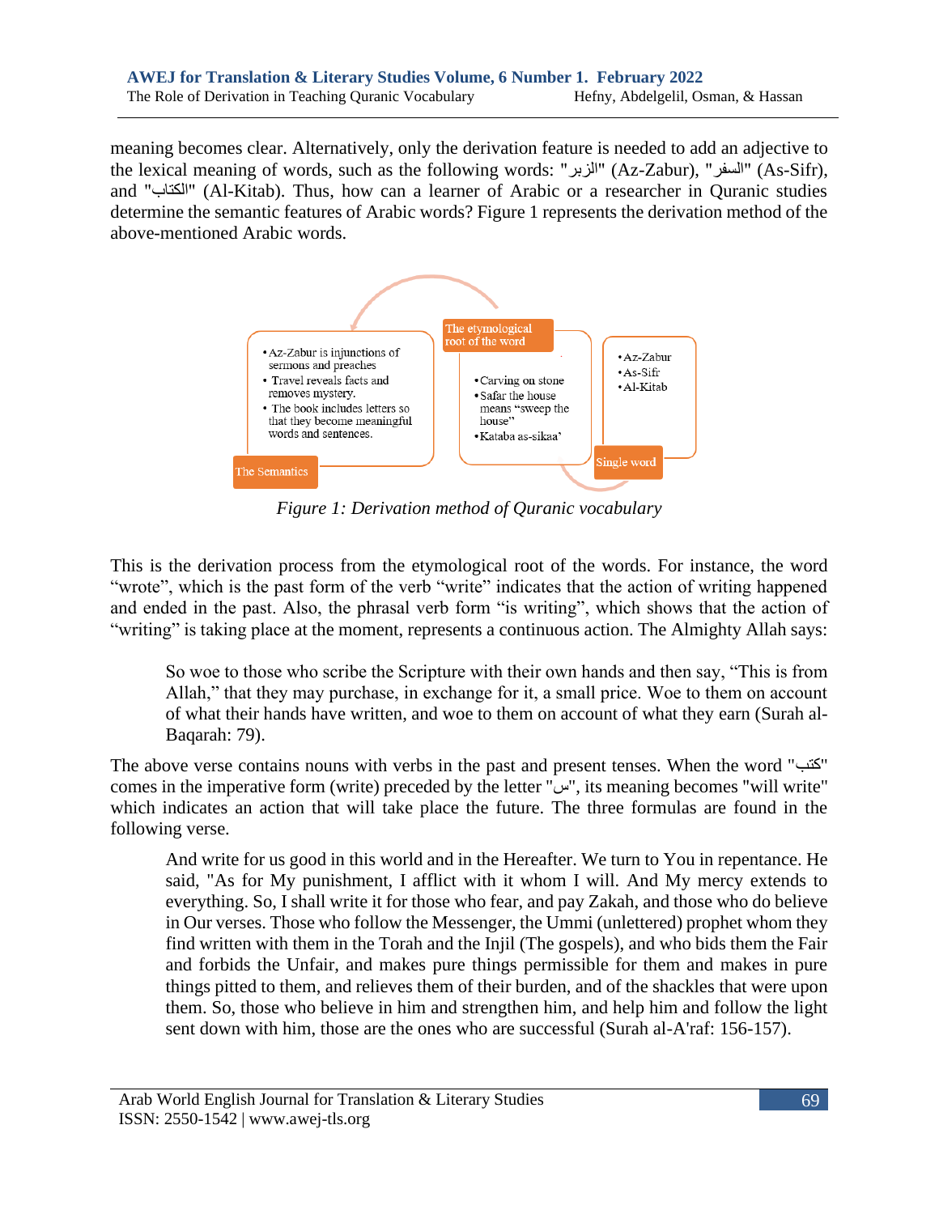meaning becomes clear. Alternatively, only the derivation feature is needed to add an adjective to the lexical meaning of words, such as the following words: "الزبر" (Az-Zabur), "السفر" (As-Sifr), and "الكتاب" (Al-Kitab). Thus, how can a learner of Arabic or a researcher in Quranic studies determine the semantic features of Arabic words? Figure 1 represents the derivation method of the above-mentioned Arabic words.

The Semantics
- Az-Zabur is injunctions of sermons and preaches
- Travel reveals facts and removes mystery.
- The book includes letters so that they become meaningful words and sentences.

The etymological root of the word
- Carving on stone
- Safar the house means "sweep the house"
- Kataba as-sikaa'

Single word
- Az-Zabur
- As-Sifr
- Al-Kitab

*Figure 1: Derivation method of Quranic vocabulary*

This is the derivation process from the etymological root of the words. For instance, the word "wrote", which is the past form of the verb "write" indicates that the action of writing happened and ended in the past. Also, the phrasal verb form "is writing", which shows that the action of "writing" is taking place at the moment, represents a continuous action. The Almighty Allah says:

> So woe to those who scribe the Scripture with their own hands and then say, "This is from Allah," that they may purchase, in exchange for it, a small price. Woe to them on account of what their hands have written, and woe to them on account of what they earn (Surah al-Baqarah: 79).

The above verse contains nouns with verbs in the past and present tenses. When the word "كتب" comes in the imperative form (write) preceded by the letter "س", its meaning becomes "will write" which indicates an action that will take place the future. The three formulas are found in the following verse.

> And write for us good in this world and in the Hereafter. We turn to You in repentance. He said, "As for My punishment, I afflict with it whom I will. And My mercy extends to everything. So, I shall write it for those who fear, and pay Zakah, and those who do believe in Our verses. Those who follow the Messenger, the Ummi (unlettered) prophet whom they find written with them in the Torah and the Injil (The gospels), and who bids them the Fair and forbids the Unfair, and makes pure things permissible for them and makes in pure things pitted to them, and relieves them of their burden, and of the shackles that were upon them. So, those who believe in him and strengthen him, and help him and follow the light sent down with him, those are the ones who are successful (Surah al-A'raf: 156-157).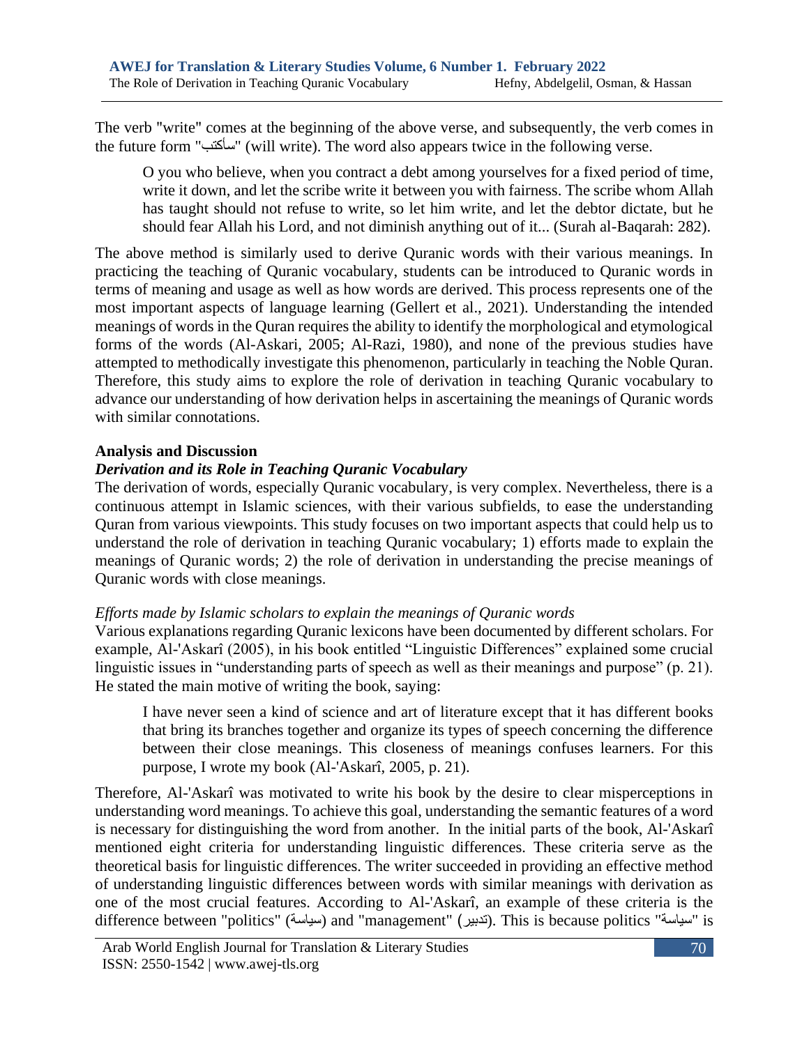The verb "write" comes at the beginning of the above verse, and subsequently, the verb comes in the future form "سأكتب" (will write). The word also appears twice in the following verse.

> O you who believe, when you contract a debt among yourselves for a fixed period of time, write it down, and let the scribe write it between you with fairness. The scribe whom Allah has taught should not refuse to write, so let him write, and let the debtor dictate, but he should fear Allah his Lord, and not diminish anything out of it... (Surah al-Baqarah: 282).

The above method is similarly used to derive Quranic words with their various meanings. In practicing the teaching of Quranic vocabulary, students can be introduced to Quranic words in terms of meaning and usage as well as how words are derived. This process represents one of the most important aspects of language learning (Gellert et al., 2021). Understanding the intended meanings of words in the Quran requires the ability to identify the morphological and etymological forms of the words (Al-Askari, 2005; Al-Razi, 1980), and none of the previous studies have attempted to methodically investigate this phenomenon, particularly in teaching the Noble Quran. Therefore, this study aims to explore the role of derivation in teaching Quranic vocabulary to advance our understanding of how derivation helps in ascertaining the meanings of Quranic words with similar connotations.

## Analysis and Discussion

### *Derivation and its Role in Teaching Quranic Vocabulary*

The derivation of words, especially Quranic vocabulary, is very complex. Nevertheless, there is a continuous attempt in Islamic sciences, with their various subfields, to ease the understanding Quran from various viewpoints. This study focuses on two important aspects that could help us to understand the role of derivation in teaching Quranic vocabulary; 1) efforts made to explain the meanings of Quranic words; 2) the role of derivation in understanding the precise meanings of Quranic words with close meanings.

#### *Efforts made by Islamic scholars to explain the meanings of Quranic words*

Various explanations regarding Quranic lexicons have been documented by different scholars. For example, Al-'Askarî (2005), in his book entitled "Linguistic Differences" explained some crucial linguistic issues in "understanding parts of speech as well as their meanings and purpose" (p. 21). He stated the main motive of writing the book, saying:

> I have never seen a kind of science and art of literature except that it has different books that bring its branches together and organize its types of speech concerning the difference between their close meanings. This closeness of meanings confuses learners. For this purpose, I wrote my book (Al-'Askarî, 2005, p. 21).

Therefore, Al-'Askarî was motivated to write his book by the desire to clear misperceptions in understanding word meanings. To achieve this goal, understanding the semantic features of a word is necessary for distinguishing the word from another. In the initial parts of the book, Al-'Askarî mentioned eight criteria for understanding linguistic differences. These criteria serve as the theoretical basis for linguistic differences. The writer succeeded in providing an effective method of understanding linguistic differences between words with similar meanings with derivation as one of the most crucial features. According to Al-'Askarî, an example of these criteria is the difference between "politics" (سياسة) and "management" (تدبير). This is because politics "سياسة" is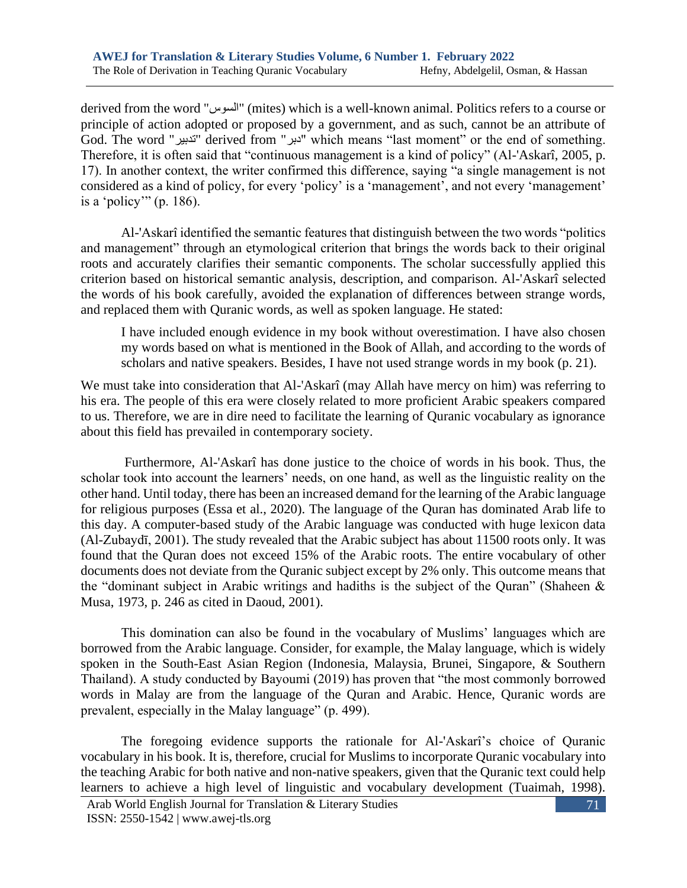derived from the word "السوس" (mites) which is a well-known animal. Politics refers to a course or principle of action adopted or proposed by a government, and as such, cannot be an attribute of God. The word "تدبير" derived from "دبر" which means "last moment" or the end of something. Therefore, it is often said that "continuous management is a kind of policy" (Al-'Askarî, 2005, p. 17). In another context, the writer confirmed this difference, saying "a single management is not considered as a kind of policy, for every 'policy' is a 'management', and not every 'management' is a 'policy'" (p. 186).

Al-'Askarî identified the semantic features that distinguish between the two words "politics and management" through an etymological criterion that brings the words back to their original roots and accurately clarifies their semantic components. The scholar successfully applied this criterion based on historical semantic analysis, description, and comparison. Al-'Askarî selected the words of his book carefully, avoided the explanation of differences between strange words, and replaced them with Quranic words, as well as spoken language. He stated:

> I have included enough evidence in my book without overestimation. I have also chosen my words based on what is mentioned in the Book of Allah, and according to the words of scholars and native speakers. Besides, I have not used strange words in my book (p. 21).

We must take into consideration that Al-'Askarî (may Allah have mercy on him) was referring to his era. The people of this era were closely related to more proficient Arabic speakers compared to us. Therefore, we are in dire need to facilitate the learning of Quranic vocabulary as ignorance about this field has prevailed in contemporary society.

Furthermore, Al-'Askarî has done justice to the choice of words in his book. Thus, the scholar took into account the learners' needs, on one hand, as well as the linguistic reality on the other hand. Until today, there has been an increased demand for the learning of the Arabic language for religious purposes (Essa et al., 2020). The language of the Quran has dominated Arab life to this day. A computer-based study of the Arabic language was conducted with huge lexicon data (Al-Zubaydī, 2001). The study revealed that the Arabic subject has about 11500 roots only. It was found that the Quran does not exceed 15% of the Arabic roots. The entire vocabulary of other documents does not deviate from the Quranic subject except by 2% only. This outcome means that the "dominant subject in Arabic writings and hadiths is the subject of the Quran" (Shaheen & Musa, 1973, p. 246 as cited in Daoud, 2001).

This domination can also be found in the vocabulary of Muslims' languages which are borrowed from the Arabic language. Consider, for example, the Malay language, which is widely spoken in the South-East Asian Region (Indonesia, Malaysia, Brunei, Singapore, & Southern Thailand). A study conducted by Bayoumi (2019) has proven that "the most commonly borrowed words in Malay are from the language of the Quran and Arabic. Hence, Quranic words are prevalent, especially in the Malay language" (p. 499).

The foregoing evidence supports the rationale for Al-'Askarî's choice of Quranic vocabulary in his book. It is, therefore, crucial for Muslims to incorporate Quranic vocabulary into the teaching Arabic for both native and non-native speakers, given that the Quranic text could help learners to achieve a high level of linguistic and vocabulary development (Tuaimah, 1998).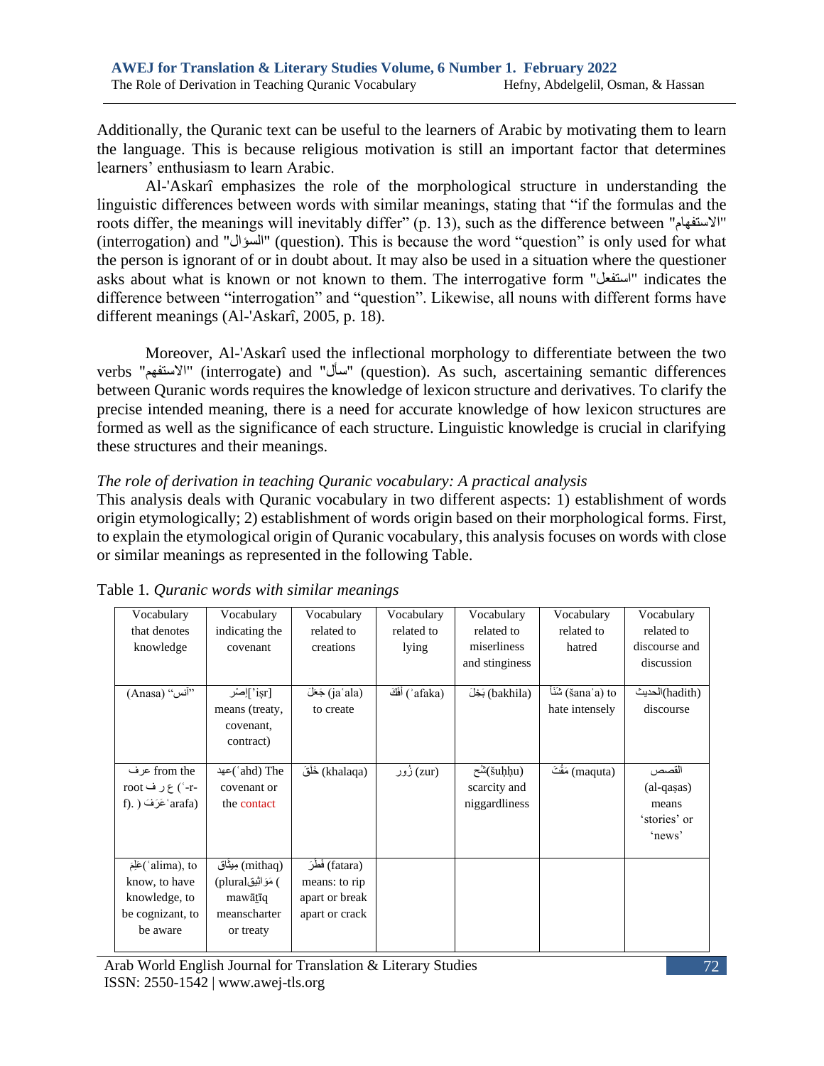Additionally, the Quranic text can be useful to the learners of Arabic by motivating them to learn the language. This is because religious motivation is still an important factor that determines learners' enthusiasm to learn Arabic.

Al-'Askarî emphasizes the role of the morphological structure in understanding the linguistic differences between words with similar meanings, stating that "if the formulas and the roots differ, the meanings will inevitably differ" (p. 13), such as the difference between "الاستفهام" (interrogation) and "السؤال" (question). This is because the word "question" is only used for what the person is ignorant of or in doubt about. It may also be used in a situation where the questioner asks about what is known or not known to them. The interrogative form "استفعل" indicates the difference between "interrogation" and "question". Likewise, all nouns with different forms have different meanings (Al-'Askarî, 2005, p. 18).

Moreover, Al-'Askarî used the inflectional morphology to differentiate between the two verbs "الاستفهم" (interrogate) and "سأل" (question). As such, ascertaining semantic differences between Quranic words requires the knowledge of lexicon structure and derivatives. To clarify the precise intended meaning, there is a need for accurate knowledge of how lexicon structures are formed as well as the significance of each structure. Linguistic knowledge is crucial in clarifying these structures and their meanings.

*The role of derivation in teaching Quranic vocabulary: A practical analysis*

This analysis deals with Quranic vocabulary in two different aspects: 1) establishment of words origin etymologically; 2) establishment of words origin based on their morphological forms. First, to explain the etymological origin of Quranic vocabulary, this analysis focuses on words with close or similar meanings as represented in the following Table.

Table 1. *Quranic words with similar meanings*

| Vocabulary that denotes knowledge | Vocabulary indicating the covenant | Vocabulary related to creations | Vocabulary related to lying | Vocabulary related to miserliness and stinginess | Vocabulary related to hatred | Vocabulary related to discourse and discussion |
|---|---|---|---|---|---|---|
| (Anasa) "أنس" | إِصْر['iṣr] means (treaty, covenant, contract) | جَعَلَ (jaʿala) to create | أفك (ʾafaka) | بَخِلَ (bakhila) | شَنَأَ (šanaʾa) to hate intensely | الحديث(hadith) discourse |
| عرف from the root ع ر ف (ʿ-r-f). (عَرَفَ ʿarafa) | عهد(ʿahd) The covenant or the contact | خَلَقَ (khalaqa) | زُور (zur) | شُح(šuḥḥu) scarcity and niggardliness | مَقُتَ (maquta) | القصص (al-qaṣas) means 'stories' or 'news' |
| عَلِمَ(ʿalima), to know, to have knowledge, to be cognizant, to be aware | مِيثَاق (mithaq) (pluralمَوَاثِيق ) mawāṯīq meanscharter or treaty | فَطَرَ (fatara) means: to rip apart or break apart or crack | | | | |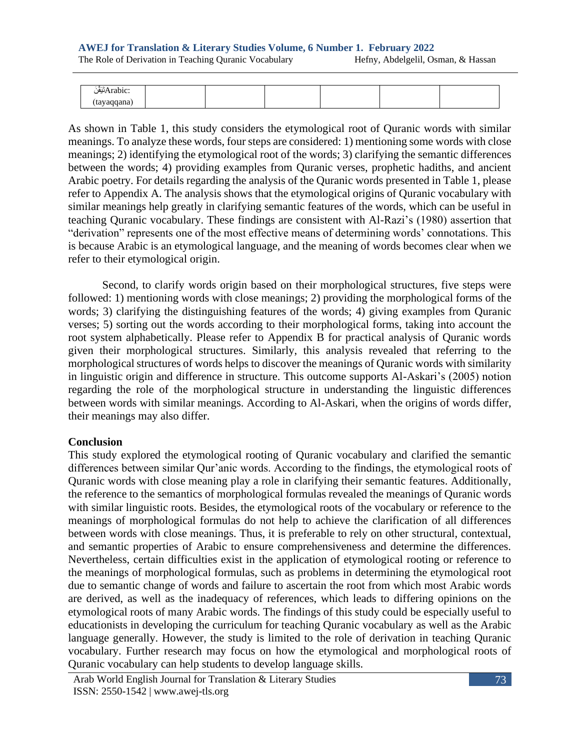| تَيَقَّنَArabic: (tayaqqana) | | | | | | |
|---|---|---|---|---|---|---|

As shown in Table 1, this study considers the etymological root of Quranic words with similar meanings. To analyze these words, four steps are considered: 1) mentioning some words with close meanings; 2) identifying the etymological root of the words; 3) clarifying the semantic differences between the words; 4) providing examples from Quranic verses, prophetic hadiths, and ancient Arabic poetry. For details regarding the analysis of the Quranic words presented in Table 1, please refer to Appendix A. The analysis shows that the etymological origins of Quranic vocabulary with similar meanings help greatly in clarifying semantic features of the words, which can be useful in teaching Quranic vocabulary. These findings are consistent with Al-Razi's (1980) assertion that "derivation" represents one of the most effective means of determining words' connotations. This is because Arabic is an etymological language, and the meaning of words becomes clear when we refer to their etymological origin.

Second, to clarify words origin based on their morphological structures, five steps were followed: 1) mentioning words with close meanings; 2) providing the morphological forms of the words; 3) clarifying the distinguishing features of the words; 4) giving examples from Quranic verses; 5) sorting out the words according to their morphological forms, taking into account the root system alphabetically. Please refer to Appendix B for practical analysis of Quranic words given their morphological structures. Similarly, this analysis revealed that referring to the morphological structures of words helps to discover the meanings of Quranic words with similarity in linguistic origin and difference in structure. This outcome supports Al-Askari's (2005) notion regarding the role of the morphological structure in understanding the linguistic differences between words with similar meanings. According to Al-Askari, when the origins of words differ, their meanings may also differ.

**Conclusion**

This study explored the etymological rooting of Quranic vocabulary and clarified the semantic differences between similar Qur'anic words. According to the findings, the etymological roots of Quranic words with close meaning play a role in clarifying their semantic features. Additionally, the reference to the semantics of morphological formulas revealed the meanings of Quranic words with similar linguistic roots. Besides, the etymological roots of the vocabulary or reference to the meanings of morphological formulas do not help to achieve the clarification of all differences between words with close meanings. Thus, it is preferable to rely on other structural, contextual, and semantic properties of Arabic to ensure comprehensiveness and determine the differences. Nevertheless, certain difficulties exist in the application of etymological rooting or reference to the meanings of morphological formulas, such as problems in determining the etymological root due to semantic change of words and failure to ascertain the root from which most Arabic words are derived, as well as the inadequacy of references, which leads to differing opinions on the etymological roots of many Arabic words. The findings of this study could be especially useful to educationists in developing the curriculum for teaching Quranic vocabulary as well as the Arabic language generally. However, the study is limited to the role of derivation in teaching Quranic vocabulary. Further research may focus on how the etymological and morphological roots of Quranic vocabulary can help students to develop language skills.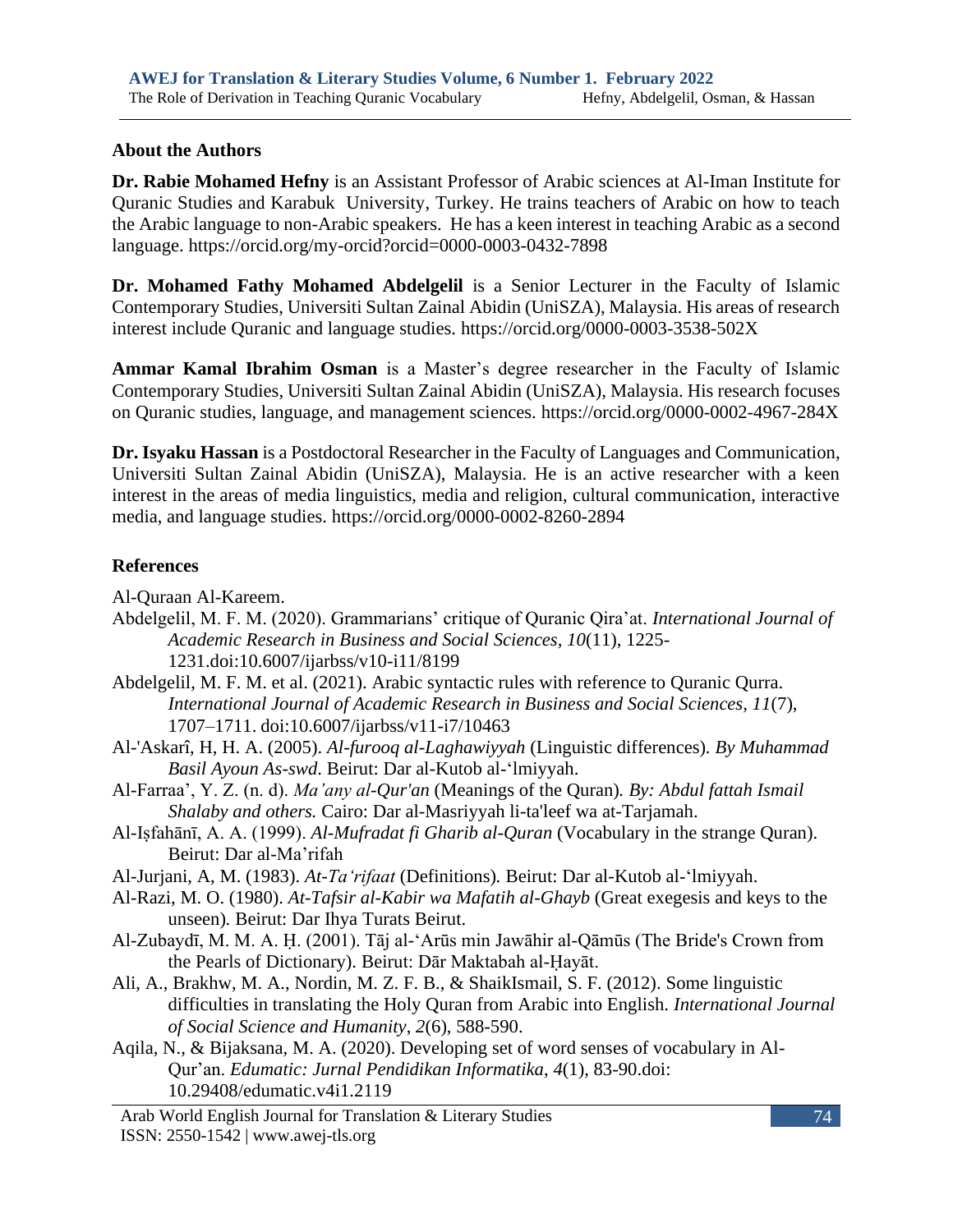## About the Authors

**Dr. Rabie Mohamed Hefny** is an Assistant Professor of Arabic sciences at Al-Iman Institute for Quranic Studies and Karabuk University, Turkey. He trains teachers of Arabic on how to teach the Arabic language to non-Arabic speakers. He has a keen interest in teaching Arabic as a second language. https://orcid.org/my-orcid?orcid=0000-0003-0432-7898

**Dr. Mohamed Fathy Mohamed Abdelgelil** is a Senior Lecturer in the Faculty of Islamic Contemporary Studies, Universiti Sultan Zainal Abidin (UniSZA), Malaysia. His areas of research interest include Quranic and language studies. https://orcid.org/0000-0003-3538-502X

**Ammar Kamal Ibrahim Osman** is a Master's degree researcher in the Faculty of Islamic Contemporary Studies, Universiti Sultan Zainal Abidin (UniSZA), Malaysia. His research focuses on Quranic studies, language, and management sciences. https://orcid.org/0000-0002-4967-284X

**Dr. Isyaku Hassan** is a Postdoctoral Researcher in the Faculty of Languages and Communication, Universiti Sultan Zainal Abidin (UniSZA), Malaysia. He is an active researcher with a keen interest in the areas of media linguistics, media and religion, cultural communication, interactive media, and language studies. https://orcid.org/0000-0002-8260-2894

## References

Al-Quraan Al-Kareem.

Abdelgelil, M. F. M. (2020). Grammarians' critique of Quranic Qira'at. *International Journal of Academic Research in Business and Social Sciences, 10*(11), 1225-1231.doi:10.6007/ijarbss/v10-i11/8199

Abdelgelil, M. F. M. et al. (2021). Arabic syntactic rules with reference to Quranic Qurra. *International Journal of Academic Research in Business and Social Sciences, 11*(7), 1707–1711. doi:10.6007/ijarbss/v11-i7/10463

Al-'Askarî, H, H. A. (2005). *Al-furooq al-Laghawiyyah* (Linguistic differences). *By Muhammad Basil Ayoun As-swd*. Beirut: Dar al-Kutob al-'lmiyyah.

Al-Farraa', Y. Z. (n. d). *Ma'any al-Qur'an* (Meanings of the Quran)*. By: Abdul fattah Ismail Shalaby and others.* Cairo: Dar al-Masriyyah li-ta'leef wa at-Tarjamah.

Al-Iṣfahānī, A. A. (1999). *Al-Mufradat fi Gharib al-Quran* (Vocabulary in the strange Quran). Beirut: Dar al-Ma'rifah

Al-Jurjani, A, M. (1983). *At-Ta'rifaat* (Definitions)*.* Beirut: Dar al-Kutob al-'lmiyyah.

Al-Razi, M. O. (1980). *At-Tafsir al-Kabir wa Mafatih al-Ghayb* (Great exegesis and keys to the unseen)*.* Beirut: Dar Ihya Turats Beirut.

Al-Zubaydī, M. M. A. Ḥ. (2001). Tāj al-'Arūs min Jawāhir al-Qāmūs (The Bride's Crown from the Pearls of Dictionary). Beirut: Dār Maktabah al-Ḥayāt.

Ali, A., Brakhw, M. A., Nordin, M. Z. F. B., & ShaikIsmail, S. F. (2012). Some linguistic difficulties in translating the Holy Quran from Arabic into English. *International Journal of Social Science and Humanity*, *2*(6), 588-590.

Aqila, N., & Bijaksana, M. A. (2020). Developing set of word senses of vocabulary in Al-Qur'an. *Edumatic: Jurnal Pendidikan Informatika*, *4*(1), 83-90.doi: 10.29408/edumatic.v4i1.2119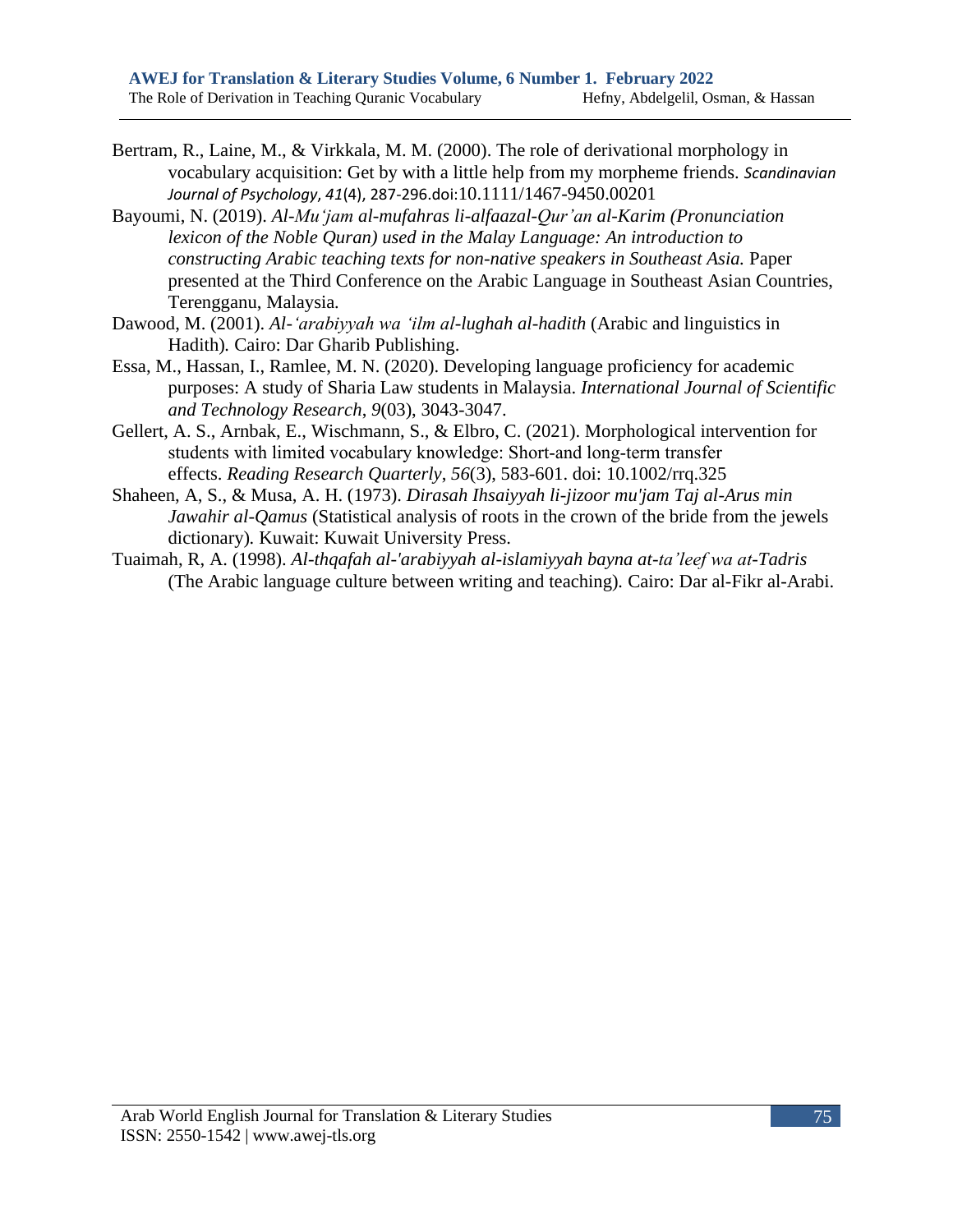Bertram, R., Laine, M., & Virkkala, M. M. (2000). The role of derivational morphology in vocabulary acquisition: Get by with a little help from my morpheme friends. *Scandinavian Journal of Psychology, 41*(4), 287-296.doi:10.1111/1467-9450.00201

Bayoumi, N. (2019). *Al-Mu'jam al-mufahras li-alfaazal-Qur'an al-Karim (Pronunciation lexicon of the Noble Quran) used in the Malay Language: An introduction to constructing Arabic teaching texts for non-native speakers in Southeast Asia.* Paper presented at the Third Conference on the Arabic Language in Southeast Asian Countries, Terengganu, Malaysia.

Dawood, M. (2001). *Al-'arabiyyah wa 'ilm al-lughah al-hadith* (Arabic and linguistics in Hadith). Cairo: Dar Gharib Publishing.

Essa, M., Hassan, I., Ramlee, M. N. (2020). Developing language proficiency for academic purposes: A study of Sharia Law students in Malaysia. *International Journal of Scientific and Technology Research*, *9*(03), 3043-3047.

Gellert, A. S., Arnbak, E., Wischmann, S., & Elbro, C. (2021). Morphological intervention for students with limited vocabulary knowledge: Short-and long-term transfer effects. *Reading Research Quarterly*, *56*(3), 583-601. doi: 10.1002/rrq.325

Shaheen, A, S., & Musa, A. H. (1973). *Dirasah Ihsaiyyah li-jizoor mu'jam Taj al-Arus min Jawahir al-Qamus* (Statistical analysis of roots in the crown of the bride from the jewels dictionary). Kuwait: Kuwait University Press.

Tuaimah, R, A. (1998). *Al-thqafah al-'arabiyyah al-islamiyyah bayna at-ta'leef wa at-Tadris* (The Arabic language culture between writing and teaching). Cairo: Dar al-Fikr al-Arabi.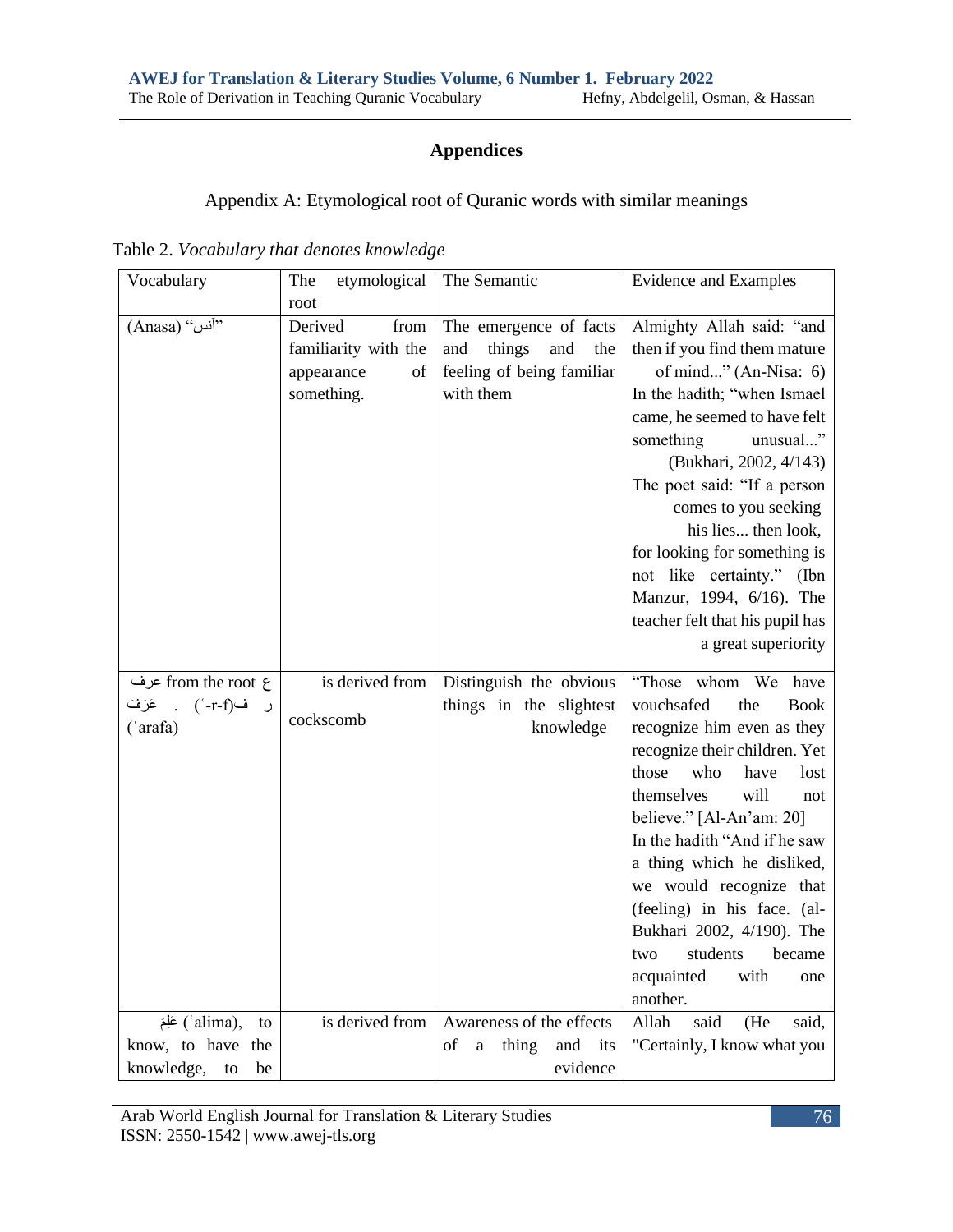## Appendices

Appendix A: Etymological root of Quranic words with similar meanings

Table 2. *Vocabulary that denotes knowledge*

| Vocabulary | The etymological root | The Semantic | Evidence and Examples |
|---|---|---|---|
| (Anasa) "آنس" | Derived from familiarity with the appearance of something. | The emergence of facts and things and the feeling of being familiar with them | Almighty Allah said: "and then if you find them mature of mind..." (An-Nisa: 6) In the hadith; "when Ismael came, he seemed to have felt something unusual..." (Bukhari, 2002, 4/143) The poet said: "If a person comes to you seeking his lies... then look, for looking for something is not like certainty." (Ibn Manzur, 1994, 6/16). The teacher felt that his pupil has a great superiority |
| عرف from the root ع ر ف('-r-f) . عَرَفَ (ʿarafa) | is derived from cockscomb | Distinguish the obvious things in the slightest knowledge | "Those whom We have vouchsafed the Book recognize him even as they recognize their children. Yet those who have lost themselves will not believe." [Al-An'am: 20] In the hadith "And if he saw a thing which he disliked, we would recognize that (feeling) in his face. (al-Bukhari 2002, 4/190). The two students became acquainted with one another. |
| عَلِمَ (ʿalima), to know, to have the knowledge, to be | is derived from | Awareness of the effects of a thing and its evidence | Allah said (He said, "Certainly, I know what you |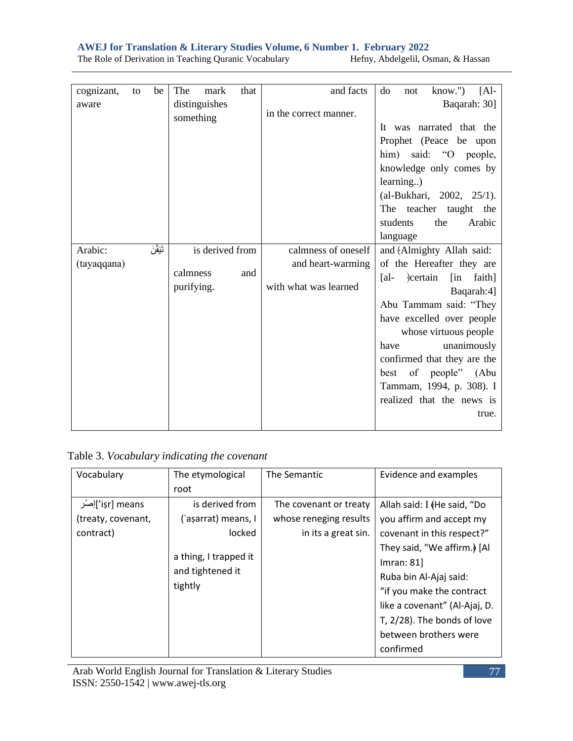| | | | |
|---|---|---|---|
| cognizant, to be aware | The mark that distinguishes something | and facts in the correct manner. | do not know.") [Al-Baqarah: 30] It was narrated that the Prophet (Peace be upon him) said: "O people, knowledge only comes by learning..) (al-Bukhari, 2002, 25/1). The teacher taught the students the Arabic language |
| Arabic: تَيَقَّنَ (tayaqqana) | is derived from calmness and purifying. | calmness of oneself and heart-warming with what was learned | and ﴿Almighty Allah said: of the Hereafter they are [al- ﴾certain [in faith] Baqarah:4] Abu Tammam said: "They have excelled over people whose virtuous people have unanimously confirmed that they are the best of people" (Abu Tammam, 1994, p. 308). I realized that the news is true. |

Table 3. *Vocabulary indicating the covenant*

| Vocabulary | The etymological root | The Semantic | Evidence and examples |
|---|---|---|---|
| إصْر['iṣr] means (treaty, covenant, contract) | is derived from (ʾaṣarrat) means, I locked a thing, I trapped it and tightened it tightly | The covenant or treaty whose reneging results in its a great sin. | Allah said: I ﴿He said, "Do you affirm and accept my covenant in this respect?" They said, "We affirm.﴾ [Al Imran: 81] Ruba bin Al-Ajaj said: "if you make the contract like a covenant" (Al-Ajaj, D. T, 2/28). The bonds of love between brothers were confirmed |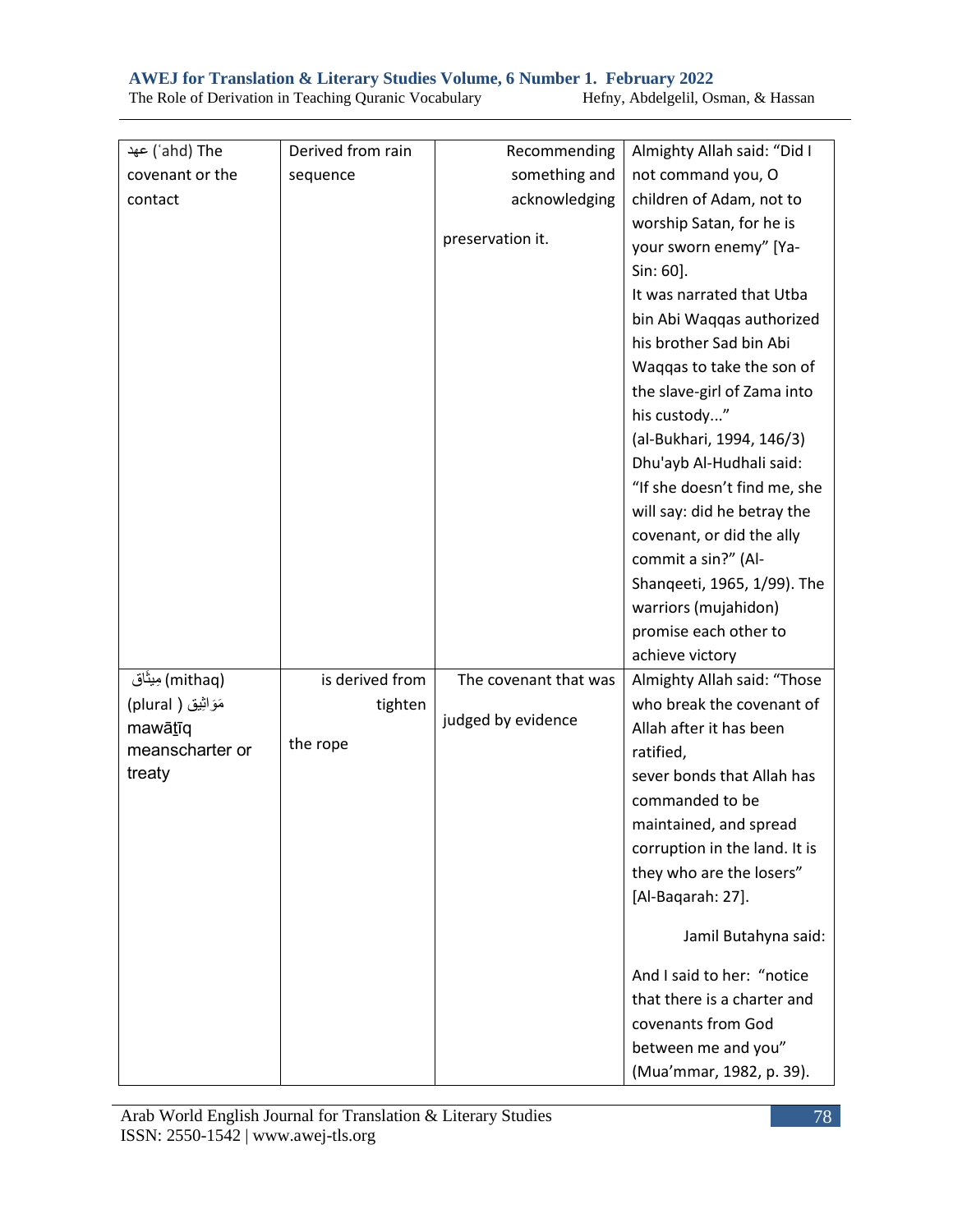| | | | |
|---|---|---|---|
| عهد (ʿahd) The covenant or the contact | Derived from rain sequence | Recommending something and acknowledging preservation it. | Almighty Allah said: "Did I not command you, O children of Adam, not to worship Satan, for he is your sworn enemy" [Ya-Sin: 60]. It was narrated that Utba bin Abi Waqqas authorized his brother Sad bin Abi Waqqas to take the son of the slave-girl of Zama into his custody..." (al-Bukhari, 1994, 146/3) Dhu'ayb Al-Hudhali said: "If she doesn't find me, she will say: did he betray the covenant, or did the ally commit a sin?" (Al-Shanqeeti, 1965, 1/99). The warriors (mujahidon) promise each other to achieve victory |
| مِيثَاق (mithaq) (plural مَوَاثِيق) mawāṯīq meanscharter or treaty | is derived from tighten the rope | The covenant that was judged by evidence | Almighty Allah said: "Those who break the covenant of Allah after it has been ratified, sever bonds that Allah has commanded to be maintained, and spread corruption in the land. It is they who are the losers" [Al-Baqarah: 27]. Jamil Butahyna said: And I said to her: "notice that there is a charter and covenants from God between me and you" (Mua'mmar, 1982, p. 39). |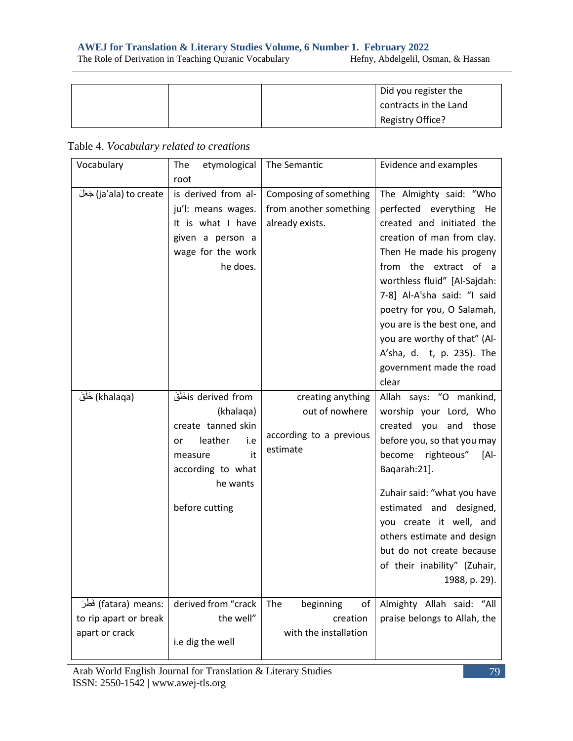| | | | Did you register the contracts in the Land Registry Office? |
|---|---|---|---|

Table 4. *Vocabulary related to creations*

| Vocabulary | The etymological root | The Semantic | Evidence and examples |
|---|---|---|---|
| جَعَلَ (jaʿala) to create | is derived from al-ju'l: means wages. It is what I have given a person a wage for the work he does. | Composing of something from another something already exists. | The Almighty said: "Who perfected everything He created and initiated the creation of man from clay. Then He made his progeny from the extract of a worthless fluid" [Al-Sajdah: 7-8] Al-A'sha said: "I said poetry for you, O Salamah, you are is the best one, and you are worthy of that" (Al-A'sha, d. t, p. 235). The government made the road clear |
| خَلَقَ (khalaqa) | خَلَقَis derived from (khalaqa) create tanned skin or leather i.e measure it according to what he wants<br><br>before cutting | creating anything out of nowhere<br><br>according to a previous estimate | Allah says: "O mankind, worship your Lord, Who created you and those before you, so that you may become righteous" [Al-Baqarah:21].<br><br>Zuhair said: "what you have estimated and designed, you create it well, and others estimate and design but do not create because of their inability" (Zuhair, 1988, p. 29). |
| فَطَرَ (fatara) means: to rip apart or break apart or crack | derived from "crack the well"<br><br>i.e dig the well | The beginning of creation with the installation | Almighty Allah said: "All praise belongs to Allah, the |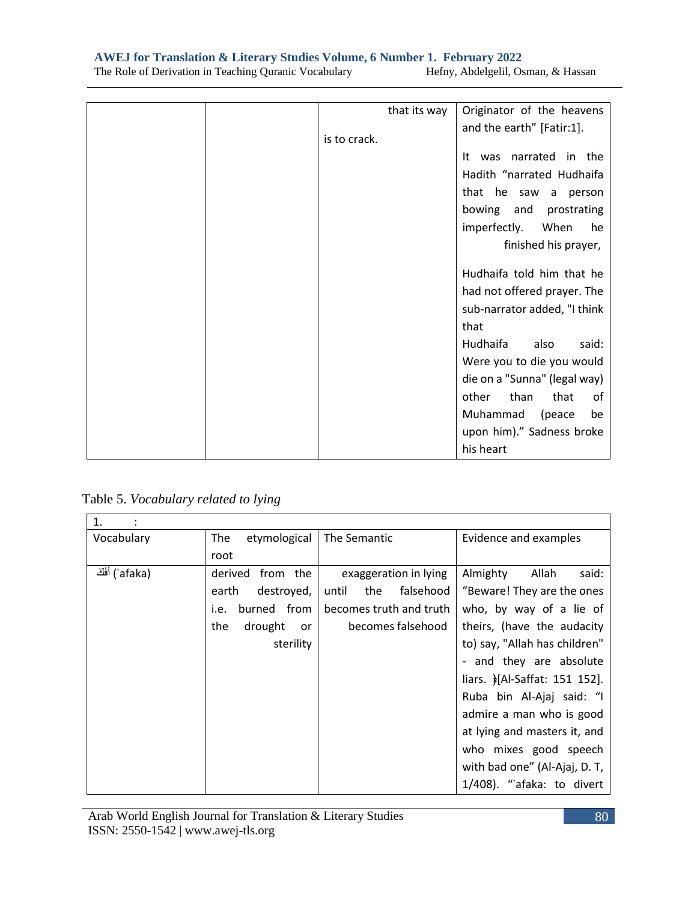| | | that its way is to crack. | Originator of the heavens and the earth" [Fatir:1]. It was narrated in the Hadith "narrated Hudhaifa that he saw a person bowing and prostrating imperfectly. When he finished his prayer, Hudhaifa told him that he had not offered prayer. The sub-narrator added, "I think that Hudhaifa also said: Were you to die you would die on a "Sunna" (legal way) other than that of Muhammad (peace be upon him)." Sadness broke his heart |
|---|---|---|---|

Table 5. *Vocabulary related to lying*

| 1. : | | | |
|---|---|---|---|
| Vocabulary | The etymological root | The Semantic | Evidence and examples |
| أفك (ʾafaka) | derived from the earth destroyed, i.e. burned from the drought or sterility | exaggeration in lying until the falsehood becomes truth and truth becomes falsehood | Almighty Allah said: "Beware! They are the ones who, by way of a lie of theirs, (have the audacity to) say, "Allah has children" - and they are absolute liars. ﴾[Al-Saffat: 151 152]. Ruba bin Al-Ajaj said: "I admire a man who is good at lying and masters it, and who mixes good speech with bad one" (Al-Ajaj, D. T, 1/408). "ʾafaka: to divert |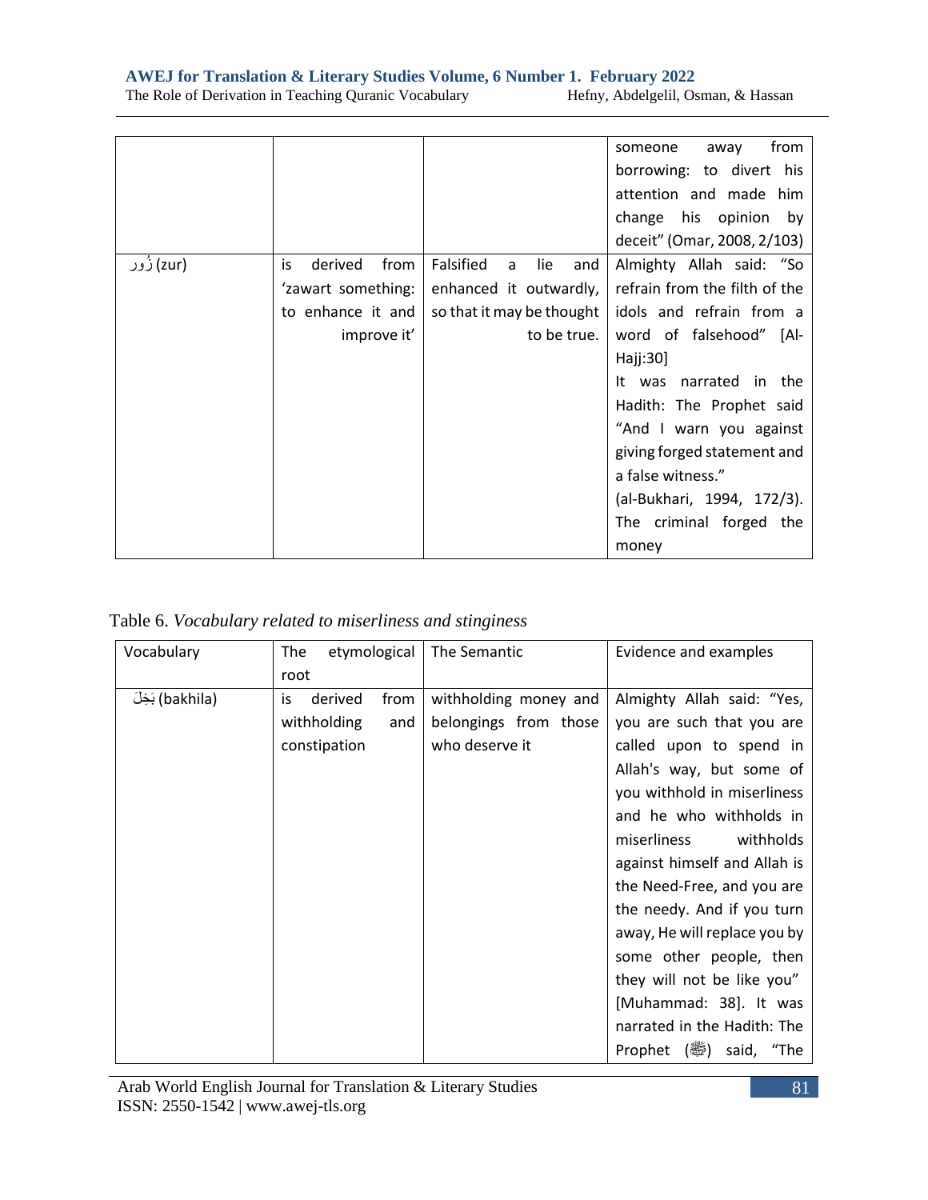| | | | someone away from borrowing: to divert his attention and made him change his opinion by deceit" (Omar, 2008, 2/103) |
|---|---|---|---|
| زُور (zur) | is derived from 'zawart something: to enhance it and improve it' | Falsified a lie and enhanced it outwardly, so that it may be thought to be true. | Almighty Allah said: "So refrain from the filth of the idols and refrain from a word of falsehood" [Al-Hajj:30]<br>It was narrated in the Hadith: The Prophet said "And I warn you against giving forged statement and a false witness."<br>(al-Bukhari, 1994, 172/3).<br>The criminal forged the money |

Table 6. *Vocabulary related to miserliness and stinginess*

| Vocabulary | The etymological root | The Semantic | Evidence and examples |
|---|---|---|---|
| بَخِلَ (bakhila) | is derived from withholding and constipation | withholding money and belongings from those who deserve it | Almighty Allah said: "Yes, you are such that you are called upon to spend in Allah's way, but some of you withhold in miserliness and he who withholds in miserliness withholds against himself and Allah is the Need-Free, and you are the needy. And if you turn away, He will replace you by some other people, then they will not be like you" [Muhammad: 38]. It was narrated in the Hadith: The Prophet (ﷺ) said, "The |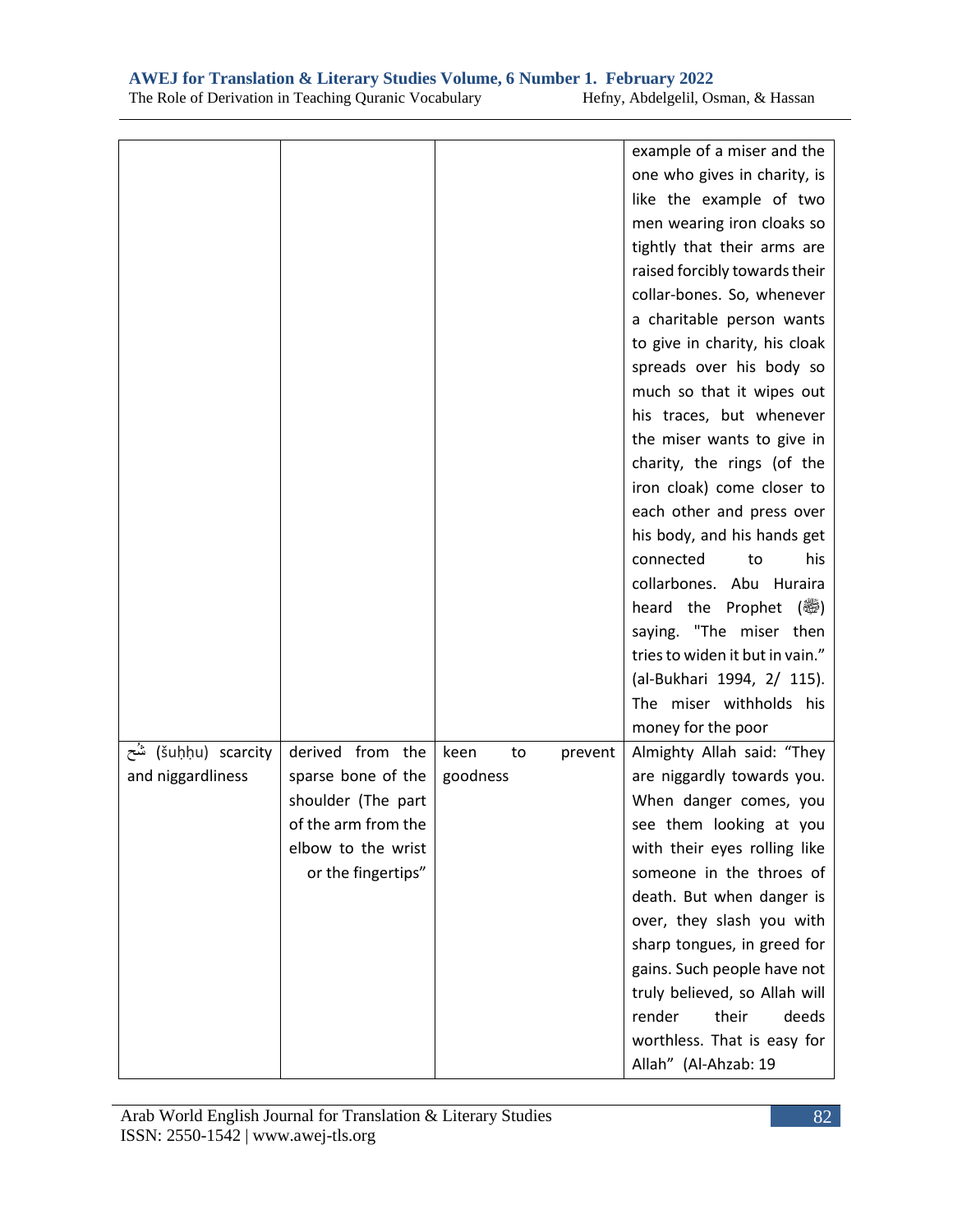| | | | |
|---|---|---|---|
| | | | example of a miser and the one who gives in charity, is like the example of two men wearing iron cloaks so tightly that their arms are raised forcibly towards their collar-bones. So, whenever a charitable person wants to give in charity, his cloak spreads over his body so much so that it wipes out his traces, but whenever the miser wants to give in charity, the rings (of the iron cloak) come closer to each other and press over his body, and his hands get connected to his collarbones. Abu Huraira heard the Prophet (ﷺ) saying. "The miser then tries to widen it but in vain." (al-Bukhari 1994, 2/ 115). The miser withholds his money for the poor |
| شُحّ (šuḥḥu) scarcity and niggardliness | derived from the sparse bone of the shoulder (The part of the arm from the elbow to the wrist or the fingertips" | keen to prevent goodness | Almighty Allah said: "They are niggardly towards you. When danger comes, you see them looking at you with their eyes rolling like someone in the throes of death. But when danger is over, they slash you with sharp tongues, in greed for gains. Such people have not truly believed, so Allah will render their deeds worthless. That is easy for Allah" (Al-Ahzab: 19 |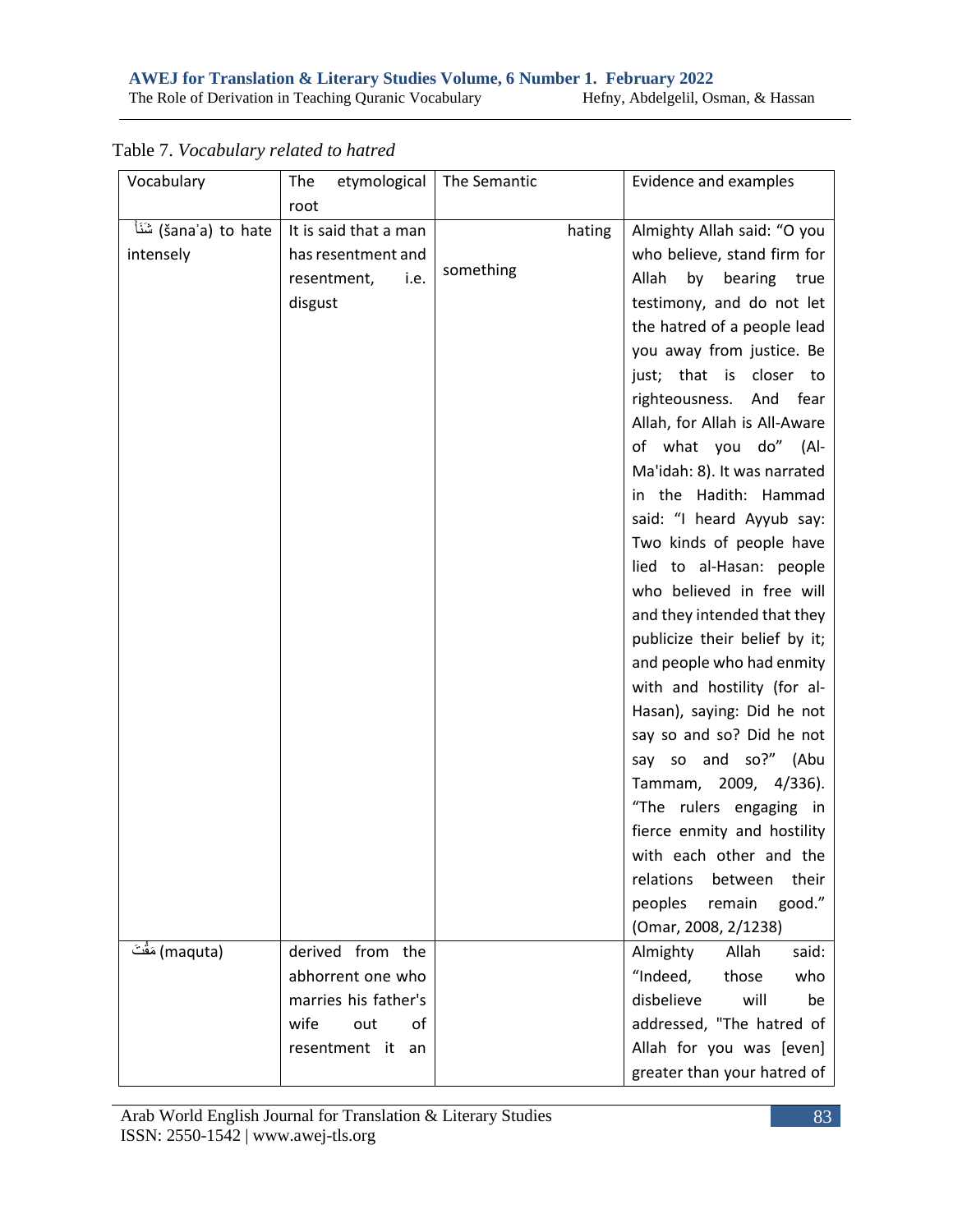Table 7. *Vocabulary related to hatred*

| Vocabulary | The etymological root | The Semantic | Evidence and examples |
|---|---|---|---|
| شَنَأَ (šanaʾa) to hate intensely | It is said that a man has resentment and resentment, i.e. disgust | hating something | Almighty Allah said: "O you who believe, stand firm for Allah by bearing true testimony, and do not let the hatred of a people lead you away from justice. Be just; that is closer to righteousness. And fear Allah, for Allah is All-Aware of what you do" (Al-Ma'idah: 8). It was narrated in the Hadith: Hammad said: "I heard Ayyub say: Two kinds of people have lied to al-Hasan: people who believed in free will and they intended that they publicize their belief by it; and people who had enmity with and hostility (for al-Hasan), saying: Did he not say so and so? Did he not say so and so?" (Abu Tammam, 2009, 4/336). "The rulers engaging in fierce enmity and hostility with each other and the relations between their peoples remain good." (Omar, 2008, 2/1238) |
| مَقُتَ (maquta) | derived from the abhorrent one who marries his father's wife out of resentment it an | | Almighty Allah said: "Indeed, those who disbelieve will be addressed, "The hatred of Allah for you was [even] greater than your hatred of |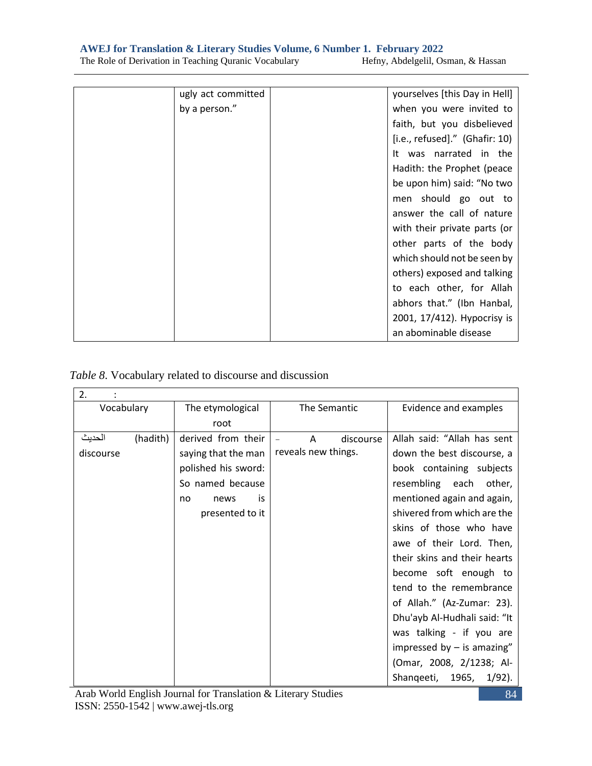| | ugly act committed by a person." | | yourselves [this Day in Hell] when you were invited to faith, but you disbelieved [i.e., refused]." (Ghafir: 10) It was narrated in the Hadith: the Prophet (peace be upon him) said: "No two men should go out to answer the call of nature with their private parts (or other parts of the body which should not be seen by others) exposed and talking to each other, for Allah abhors that." (Ibn Hanbal, 2001, 17/412). Hypocrisy is an abominable disease |
|---|---|---|---|

*Table 8.* Vocabulary related to discourse and discussion

| 2. : | | | |
|---|---|---|---|
| Vocabulary | The etymological root | The Semantic | Evidence and examples |
| الحديث (hadith) discourse | derived from their saying that the man polished his sword: So named because no news is presented to it | – A discourse reveals new things. | Allah said: "Allah has sent down the best discourse, a book containing subjects resembling each other, mentioned again and again, shivered from which are the skins of those who have awe of their Lord. Then, their skins and their hearts become soft enough to tend to the remembrance of Allah." (Az-Zumar: 23). Dhu'ayb Al-Hudhali said: "It was talking - if you are impressed by – is amazing" (Omar, 2008, 2/1238; Al-Shanqeeti, 1965, 1/92). |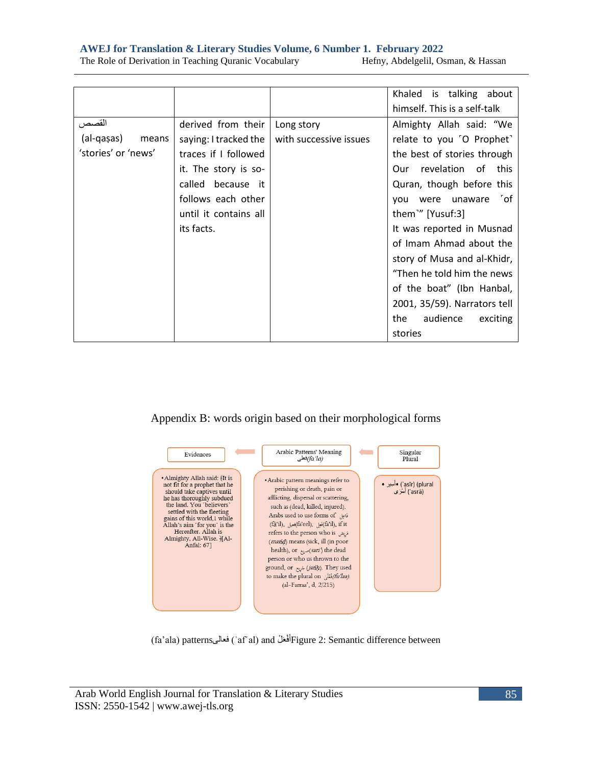| | | | Khaled is talking about himself. This is a self-talk |
|---|---|---|---|
| القصص (al-qaṣas) means 'stories' or 'news' | derived from their saying: I tracked the traces if I followed it. The story is so-called because it follows each other until it contains all its facts. | Long story with successive issues | Almighty Allah said: "We relate to you ˹O Prophet˺ the best of stories through Our revelation of this Quran, though before this you were unaware ˹of them˺" [Yusuf:3] It was reported in Musnad of Imam Ahmad about the story of Musa and al-Khidr, "Then he told him the news of the boat" (Ibn Hanbal, 2001, 35/59). Narrators tell the audience exciting stories |

Appendix B: words origin based on their morphological forms

Evidences ← Arabic Patterns' Meaning فعلى(fa`la) ← Singular Plural

- Almighty Allah said: {It is not fit for a prophet that he should take captives until he has thoroughly subdued the land. You ˹believers˺ settled with the fleeting gains of this world,1 while Allah's aim ˹for you˺ is the Hereafter. Allah is Almighty, All-Wise. }[Al-Anfal: 67]

- Arabic pattern meanings refer to perishing or death, pain or afflicting, dispersal or scattering, such as (dead, killed, injured). Arabs used to use forms of فاعل (fā'il), فعيل(fa'eel), فعل(fa'il), if it refers to the person who is مريض (marīḍ) means (sick, ill (in poor health), or صريع(sarī') the dead person or who us thrown to the ground, or جريح (jarīḥ). They used to make the plural on فُعْلَى(fu'laa). (al-Farraa', d, 2/215)

- أسير ('asīr) (plural أسْرَى ('asrā)

(fa'ala) patternsفعالى (ʾafʿal) and أفعَلْFigure 2: Semantic difference between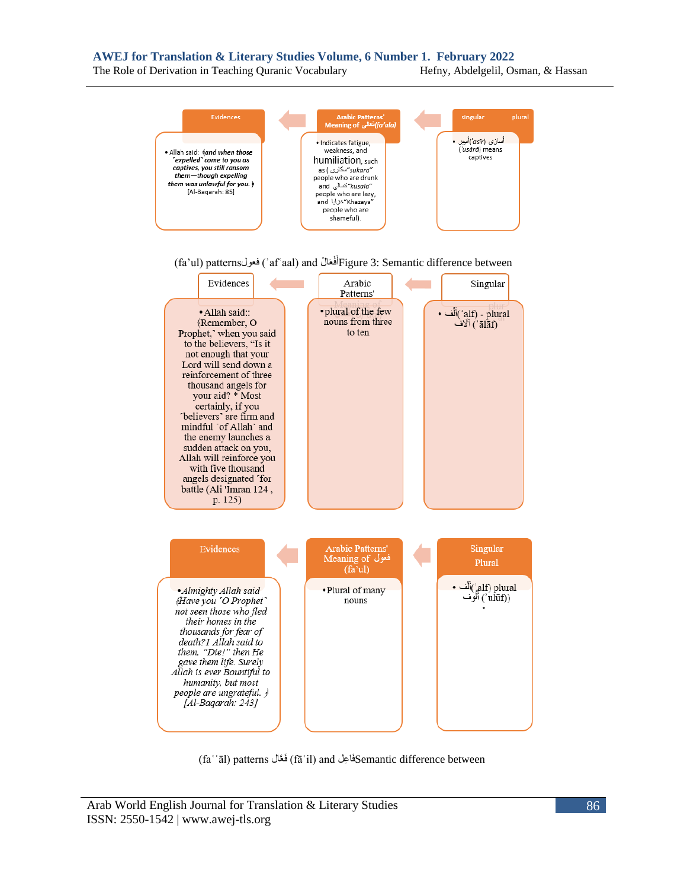| Evidences | Arabic Patterns' Meaning of فَعَلَى(fa'ala) | singular plural |
|---|---|---|
| • Allah said: ﴿and when those ˹expelled˺ come to you as captives, you still ransom them—though expelling them was unlawful for you. ﴾ [Al-Baqarah: 85] | • Indicates fatigue, weakness, and humiliation, such as ( سكارى "sukara" people who are drunk and كسالى "kusala" people who are lazy, and خزايا "Khazaya" people who are shameful). | • أسير('asīr) أسارَى (ʾusārā) means captives |

(fa'ul) patterns فعول (ʾafʿaal) and أفْعَالْ Figure 3: Semantic difference between

| Evidences | Arabic Patterns' Meaning of | Singular plural |
|---|---|---|
| • Allah said:: ﴿Remember, O Prophet,˺ when you said to the believers, "Is it not enough that your Lord will send down a reinforcement of three thousand angels for your aid? * Most certainly, if you ˹believers˺ are firm and mindful ˹of Allah˺ and the enemy launches a sudden attack on you, Allah will reinforce you with five thousand angels designated ˹for battle (Ali 'Imran 124 , p. 125) | • plural of the few nouns from three to ten | • أَلْف('alf) - plural آلاف (ʾālāf) |

| Evidences | Arabic Patterns' Meaning of فعول (fa'ul) | Singular Plural |
|---|---|---|
| • *Almighty Allah said ﴿Have you ˹O Prophet˺ not seen those who fled their homes in the thousands for fear of death?1 Allah said to them, "Die!" then He gave them life. Surely Allah is ever Bountiful to humanity, but most people are ungrateful. ﴾ [Al-Baqarah: 243]* | • Plural of many nouns | • أَلْف('alf) plural أُلُوف (ʾulūf)) |

(faʿʿāl) patterns فَعَّال (fāʿil) and فَاعِل Semantic difference between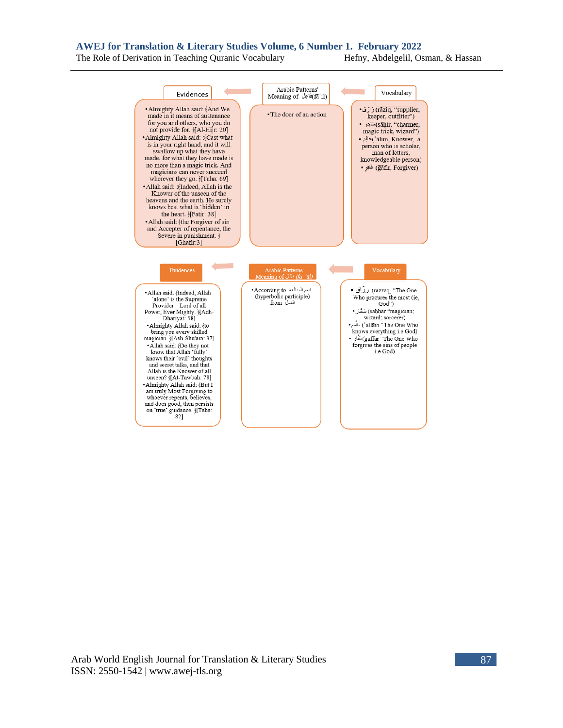Evidences ← Arabic Patterns' Meaning of فاعِل(fā'il) ← Vocabulary

**Vocabulary**

- رَازِق (rāziq, "supplier, keeper, outfitter")
- ساحِر(sāḥir, "charmer, magic trick, wizard")
- عَالِم('ālim, Knower, a person who is scholar, man of letters, knowledgeable person)
- غافِر (ġāfir, Forgiver)

**Arabic Patterns' Meaning of فاعِل(fā'il)**

- The doer of an action

**Evidences**

- Almighty Allah said: ﴿And We made in it means of sustenance for you and others, who you do not provide for. ﴾[Al-Hijr: 20]
- Almighty Allah said: ﴿Cast what is in your right hand, and it will swallow up what they have made, for what they have made is no more than a magic trick. And magicians can never succeed wherever they go. ﴾[Taha: 69]
- Allah said: ﴿Indeed, Allah is the Knower of the unseen of the heavens and the earth. He surely knows best what is 'hidden' in the heart. ﴾[Fatir: 38]
- Allah said: ﴿the Forgiver of sin and Accepter of repentance, the Severe in punishment. ﴾ [Ghafir:3]

Evidences ← Arabic Patterns' Meaning of فَعَّال (fa''al) ← Vocabulary

**Vocabulary**

- رَزَّاق (razzāq, "The One Who procures the most (ie, God")
- سَحَّار (saḥḥār "magician; wizard; sorcerer)
- عَلَّام ('allām "The One Who knows everything i.e God)
- غَفَّار (ġaffār "The One Who forgives the sins of people i.e God)

**Arabic Patterns' Meaning of فَعَّال (fa''al)**

- According to اسم المبالغة (hyperbolic participle) from الفعل

**Evidences**

- Allah said: ﴿Indeed, Allah 'alone' is the Supreme Provider—Lord of all Power, Ever Mighty. ﴾[Adh-Dhariyat: 58]
- Almighty Allah said: ﴿to bring you every skilled magician. ﴾[Ash-Shu'ara: 37]
- Allah said: ﴿Do they not know that Allah 'fully' knows their 'evil' thoughts and secret talks, and that Allah is the Knower of all unseen? ﴾[At-Tawbah: 78]
- Almighty Allah said: ﴿But I am truly Most Forgiving to whoever repents, believes, and does good, then persists on 'true' guidance. ﴾[Taha: 82]